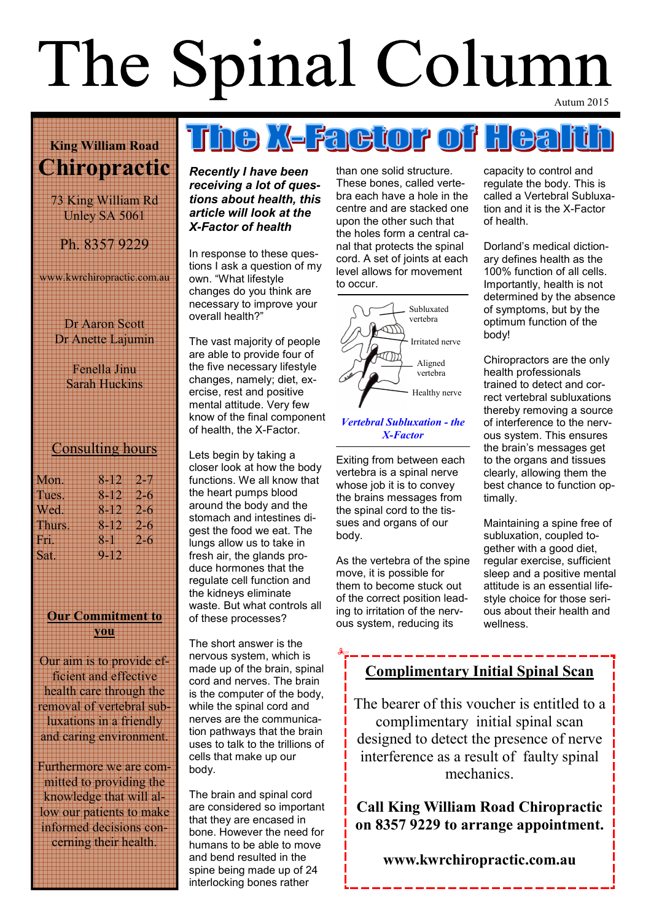# The Spinal Column

Autum 2015

**King William Road**

## Chiropractic

73 King William Rd
Unley SA 5061

Ph. 8357 9229

www.kwrchiropractic.com.au

Dr Aaron Scott
Dr Anette Lajumin

Fenella Jinu
Sarah Huckins

### Consulting hours

| | | |
|---|---|---|
| Mon. | 8-12 | 2-7 |
| Tues. | 8-12 | 2-6 |
| Wed. | 8-12 | 2-6 |
| Thurs. | 8-12 | 2-6 |
| Fri. | 8-1 | 2-6 |
| Sat. | 9-12 | |

### Our Commitment to you

Our aim is to provide efficient and effective health care through the removal of vertebral subluxations in a friendly and caring environment.

Furthermore we are committed to providing the knowledge that will allow our patients to make informed decisions concerning their health.

# The X-Factor of Health

***Recently I have been receiving a lot of questions about health, this article will look at the X-Factor of health***

In response to these questions I ask a question of my own. "What lifestyle changes do you think are necessary to improve your overall health?"

The vast majority of people are able to provide four of the five necessary lifestyle changes, namely; diet, exercise, rest and positive mental attitude. Very few know of the final component of health, the X-Factor.

Lets begin by taking a closer look at how the body functions. We all know that the heart pumps blood around the body and the stomach and intestines digest the food we eat. The lungs allow us to take in fresh air, the glands produce hormones that the regulate cell function and the kidneys eliminate waste. But what controls all of these processes?

The short answer is the nervous system, which is made up of the brain, spinal cord and nerves. The brain is the computer of the body, while the spinal cord and nerves are the communication pathways that the brain uses to talk to the trillions of cells that make up our body.

The brain and spinal cord are considered so important that they are encased in bone. However the need for humans to be able to move and bend resulted in the spine being made up of 24 interlocking bones rather than one solid structure. These bones, called vertebra each have a hole in the centre and are stacked one upon the other such that the holes form a central canal that protects the spinal cord. A set of joints at each level allows for movement to occur.

Subluxated vertebra
Irritated nerve
Aligned vertebra
Healthy nerve

***Vertebral Subluxation - the X-Factor***

Exiting from between each vertebra is a spinal nerve whose job it is to convey the brains messages from the spinal cord to the tissues and organs of our body.

As the vertebra of the spine move, it is possible for them to become stuck out of the correct position leading to irritation of the nervous system, reducing its capacity to control and regulate the body. This is called a Vertebral Subluxation and it is the X-Factor of health.

Dorland's medical dictionary defines health as the 100% function of all cells. Importantly, health is not determined by the absence of symptoms, but by the optimum function of the body!

Chiropractors are the only health professionals trained to detect and correct vertebral subluxations thereby removing a source of interference to the nervous system. This ensures the brain's messages get to the organs and tissues clearly, allowing them the best chance to function optimally.

Maintaining a spine free of subluxation, coupled together with a good diet, regular exercise, sufficient sleep and a positive mental attitude is an essential lifestyle choice for those serious about their health and wellness.

---

### Complimentary Initial Spinal Scan

The bearer of this voucher is entitled to a complimentary initial spinal scan designed to detect the presence of nerve interference as a result of faulty spinal mechanics.

**Call King William Road Chiropractic on 8357 9229 to arrange appointment.**

**www.kwrchiropractic.com.au**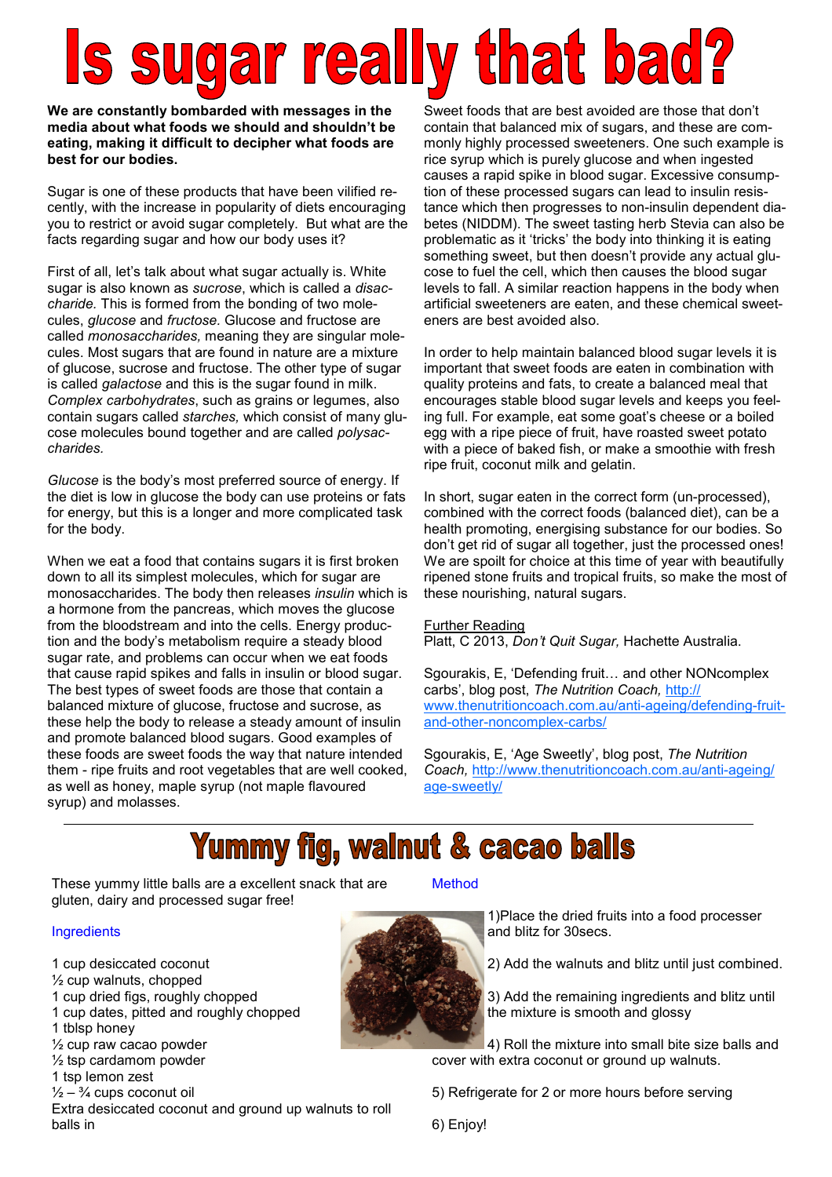# Is sugar really that bad?

**We are constantly bombarded with messages in the media about what foods we should and shouldn't be eating, making it difficult to decipher what foods are best for our bodies.**

Sugar is one of these products that have been vilified recently, with the increase in popularity of diets encouraging you to restrict or avoid sugar completely. But what are the facts regarding sugar and how our body uses it?

First of all, let's talk about what sugar actually is. White sugar is also known as *sucrose*, which is called a *disaccharide.* This is formed from the bonding of two molecules, *glucose* and *fructose.* Glucose and fructose are called *monosaccharides,* meaning they are singular molecules. Most sugars that are found in nature are a mixture of glucose, sucrose and fructose. The other type of sugar is called *galactose* and this is the sugar found in milk. *Complex carbohydrates*, such as grains or legumes, also contain sugars called *starches,* which consist of many glucose molecules bound together and are called *polysaccharides.*

*Glucose* is the body's most preferred source of energy. If the diet is low in glucose the body can use proteins or fats for energy, but this is a longer and more complicated task for the body.

When we eat a food that contains sugars it is first broken down to all its simplest molecules, which for sugar are monosaccharides. The body then releases *insulin* which is a hormone from the pancreas, which moves the glucose from the bloodstream and into the cells. Energy production and the body's metabolism require a steady blood sugar rate, and problems can occur when we eat foods that cause rapid spikes and falls in insulin or blood sugar. The best types of sweet foods are those that contain a balanced mixture of glucose, fructose and sucrose, as these help the body to release a steady amount of insulin and promote balanced blood sugars. Good examples of these foods are sweet foods the way that nature intended them - ripe fruits and root vegetables that are well cooked, as well as honey, maple syrup (not maple flavoured syrup) and molasses.

Sweet foods that are best avoided are those that don't contain that balanced mix of sugars, and these are commonly highly processed sweeteners. One such example is rice syrup which is purely glucose and when ingested causes a rapid spike in blood sugar. Excessive consumption of these processed sugars can lead to insulin resistance which then progresses to non-insulin dependent diabetes (NIDDM). The sweet tasting herb Stevia can also be problematic as it 'tricks' the body into thinking it is eating something sweet, but then doesn't provide any actual glucose to fuel the cell, which then causes the blood sugar levels to fall. A similar reaction happens in the body when artificial sweeteners are eaten, and these chemical sweeteners are best avoided also.

In order to help maintain balanced blood sugar levels it is important that sweet foods are eaten in combination with quality proteins and fats, to create a balanced meal that encourages stable blood sugar levels and keeps you feeling full. For example, eat some goat's cheese or a boiled egg with a ripe piece of fruit, have roasted sweet potato with a piece of baked fish, or make a smoothie with fresh ripe fruit, coconut milk and gelatin.

In short, sugar eaten in the correct form (un-processed), combined with the correct foods (balanced diet), can be a health promoting, energising substance for our bodies. So don't get rid of sugar all together, just the processed ones! We are spoilt for choice at this time of year with beautifully ripened stone fruits and tropical fruits, so make the most of these nourishing, natural sugars.

Further Reading

Platt, C 2013, *Don't Quit Sugar,* Hachette Australia.

Sgourakis, E, 'Defending fruit… and other NONcomplex carbs', blog post, *The Nutrition Coach,* http://www.thenutritioncoach.com.au/anti-ageing/defending-fruit-and-other-noncomplex-carbs/

Sgourakis, E, 'Age Sweetly', blog post, *The Nutrition Coach,* http://www.thenutritioncoach.com.au/anti-ageing/age-sweetly/

---

# Yummy fig, walnut & cacao balls

These yummy little balls are a excellent snack that are gluten, dairy and processed sugar free!

### Ingredients

- 1 cup desiccated coconut
- ½ cup walnuts, chopped
- 1 cup dried figs, roughly chopped
- 1 cup dates, pitted and roughly chopped
- 1 tblsp honey
- ½ cup raw cacao powder
- ½ tsp cardamom powder
- 1 tsp lemon zest
- ½ – ¾ cups coconut oil
- Extra desiccated coconut and ground up walnuts to roll balls in

### Method

1)Place the dried fruits into a food processer and blitz for 30secs.

2) Add the walnuts and blitz until just combined.

3) Add the remaining ingredients and blitz until the mixture is smooth and glossy

4) Roll the mixture into small bite size balls and cover with extra coconut or ground up walnuts.

5) Refrigerate for 2 or more hours before serving

6) Enjoy!